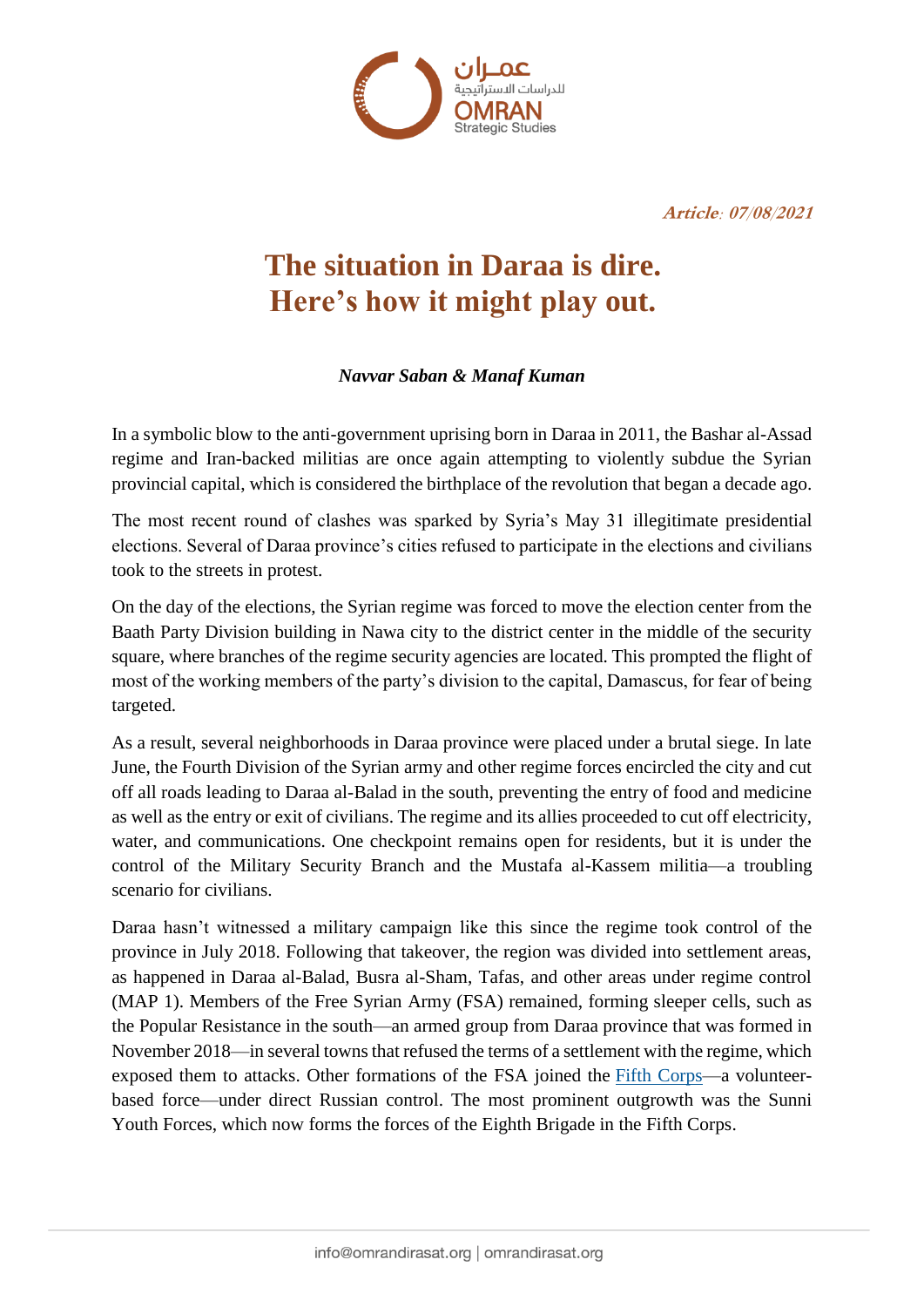***Article: 07/08/2021***

# The situation in Daraa is dire. Here's how it might play out.

***Navvar Saban & Manaf Kuman***

In a symbolic blow to the anti-government uprising born in Daraa in 2011, the Bashar al-Assad regime and Iran-backed militias are once again attempting to violently subdue the Syrian provincial capital, which is considered the birthplace of the revolution that began a decade ago.

The most recent round of clashes was sparked by Syria's May 31 illegitimate presidential elections. Several of Daraa province's cities refused to participate in the elections and civilians took to the streets in protest.

On the day of the elections, the Syrian regime was forced to move the election center from the Baath Party Division building in Nawa city to the district center in the middle of the security square, where branches of the regime security agencies are located. This prompted the flight of most of the working members of the party's division to the capital, Damascus, for fear of being targeted.

As a result, several neighborhoods in Daraa province were placed under a brutal siege. In late June, the Fourth Division of the Syrian army and other regime forces encircled the city and cut off all roads leading to Daraa al-Balad in the south, preventing the entry of food and medicine as well as the entry or exit of civilians. The regime and its allies proceeded to cut off electricity, water, and communications. One checkpoint remains open for residents, but it is under the control of the Military Security Branch and the Mustafa al-Kassem militia—a troubling scenario for civilians.

Daraa hasn't witnessed a military campaign like this since the regime took control of the province in July 2018. Following that takeover, the region was divided into settlement areas, as happened in Daraa al-Balad, Busra al-Sham, Tafas, and other areas under regime control (MAP 1). Members of the Free Syrian Army (FSA) remained, forming sleeper cells, such as the Popular Resistance in the south—an armed group from Daraa province that was formed in November 2018—in several towns that refused the terms of a settlement with the regime, which exposed them to attacks. Other formations of the FSA joined the Fifth Corps—a volunteer-based force—under direct Russian control. The most prominent outgrowth was the Sunni Youth Forces, which now forms the forces of the Eighth Brigade in the Fifth Corps.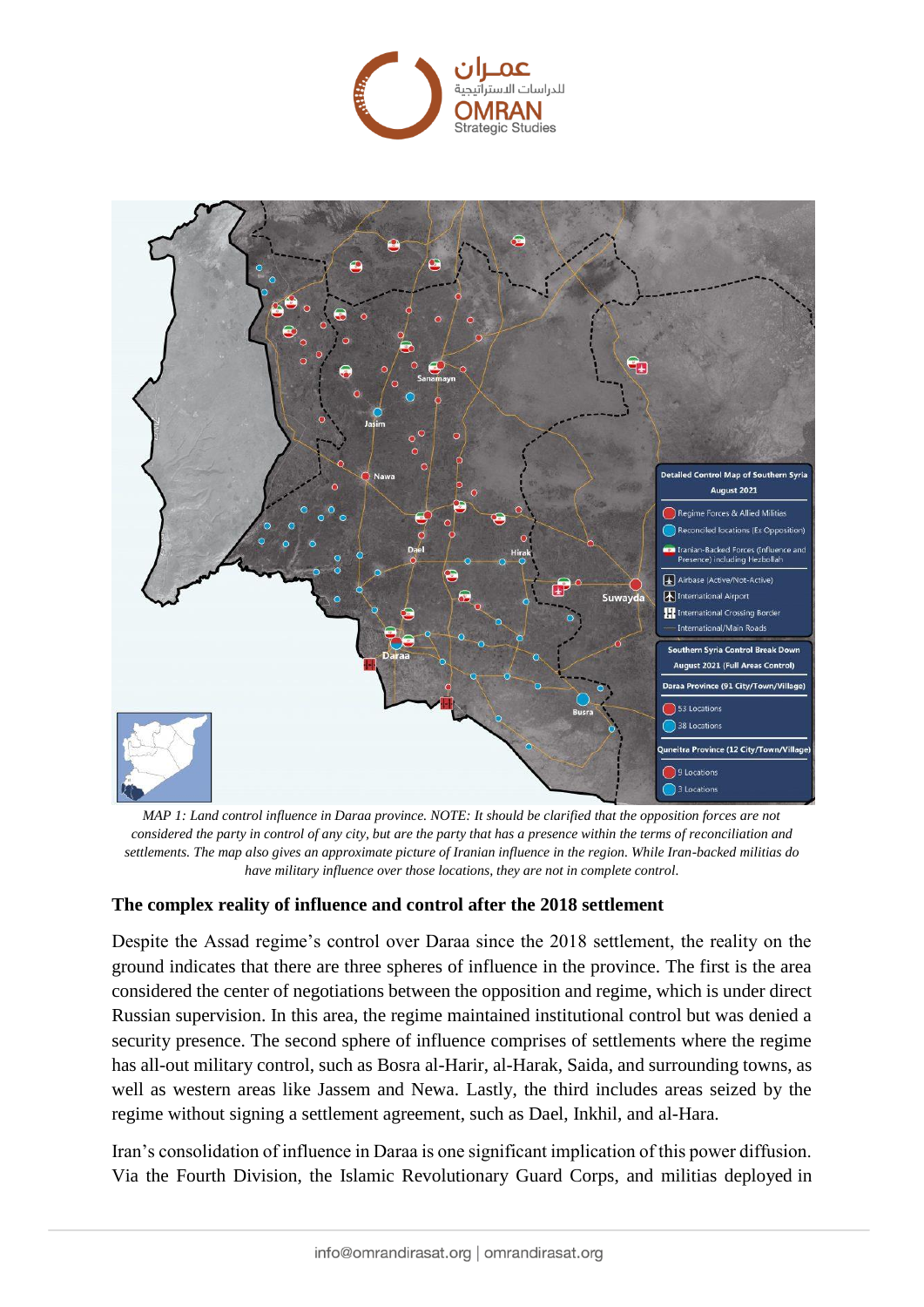MAP 1: Land control influence in Daraa province. NOTE: It should be clarified that the opposition forces are not considered the party in control of any city, but are the party that has a presence within the terms of reconciliation and settlements. The map also gives an approximate picture of Iranian influence in the region. While Iran-backed militias do have military influence over those locations, they are not in complete control.

## The complex reality of influence and control after the 2018 settlement

Despite the Assad regime's control over Daraa since the 2018 settlement, the reality on the ground indicates that there are three spheres of influence in the province. The first is the area considered the center of negotiations between the opposition and regime, which is under direct Russian supervision. In this area, the regime maintained institutional control but was denied a security presence. The second sphere of influence comprises of settlements where the regime has all-out military control, such as Bosra al-Harir, al-Harak, Saida, and surrounding towns, as well as western areas like Jassem and Newa. Lastly, the third includes areas seized by the regime without signing a settlement agreement, such as Dael, Inkhil, and al-Hara.

Iran's consolidation of influence in Daraa is one significant implication of this power diffusion. Via the Fourth Division, the Islamic Revolutionary Guard Corps, and militias deployed in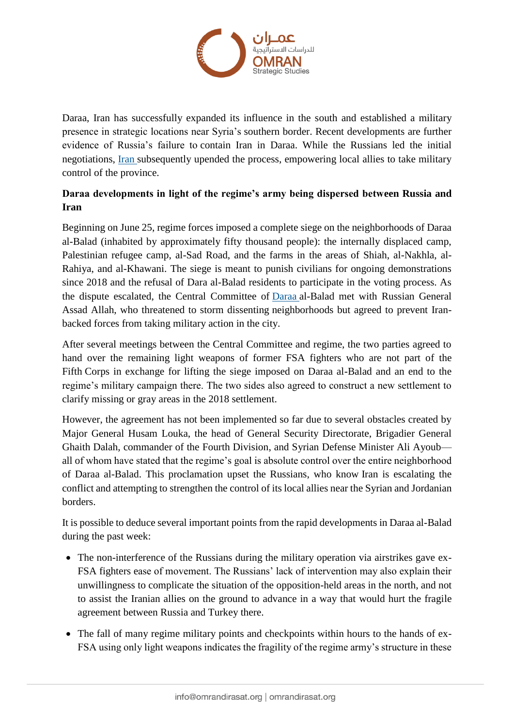Daraa, Iran has successfully expanded its influence in the south and established a military presence in strategic locations near Syria's southern border. Recent developments are further evidence of Russia's failure to contain Iran in Daraa. While the Russians led the initial negotiations, Iran subsequently upended the process, empowering local allies to take military control of the province.

**Daraa developments in light of the regime's army being dispersed between Russia and Iran**

Beginning on June 25, regime forces imposed a complete siege on the neighborhoods of Daraa al-Balad (inhabited by approximately fifty thousand people): the internally displaced camp, Palestinian refugee camp, al-Sad Road, and the farms in the areas of Shiah, al-Nakhla, al-Rahiya, and al-Khawani. The siege is meant to punish civilians for ongoing demonstrations since 2018 and the refusal of Dara al-Balad residents to participate in the voting process. As the dispute escalated, the Central Committee of Daraa al-Balad met with Russian General Assad Allah, who threatened to storm dissenting neighborhoods but agreed to prevent Iran-backed forces from taking military action in the city.

After several meetings between the Central Committee and regime, the two parties agreed to hand over the remaining light weapons of former FSA fighters who are not part of the Fifth Corps in exchange for lifting the siege imposed on Daraa al-Balad and an end to the regime's military campaign there. The two sides also agreed to construct a new settlement to clarify missing or gray areas in the 2018 settlement.

However, the agreement has not been implemented so far due to several obstacles created by Major General Husam Louka, the head of General Security Directorate, Brigadier General Ghaith Dalah, commander of the Fourth Division, and Syrian Defense Minister Ali Ayoub—all of whom have stated that the regime's goal is absolute control over the entire neighborhood of Daraa al-Balad. This proclamation upset the Russians, who know Iran is escalating the conflict and attempting to strengthen the control of its local allies near the Syrian and Jordanian borders.

It is possible to deduce several important points from the rapid developments in Daraa al-Balad during the past week:

- The non-interference of the Russians during the military operation via airstrikes gave ex-FSA fighters ease of movement. The Russians' lack of intervention may also explain their unwillingness to complicate the situation of the opposition-held areas in the north, and not to assist the Iranian allies on the ground to advance in a way that would hurt the fragile agreement between Russia and Turkey there.
- The fall of many regime military points and checkpoints within hours to the hands of ex-FSA using only light weapons indicates the fragility of the regime army's structure in these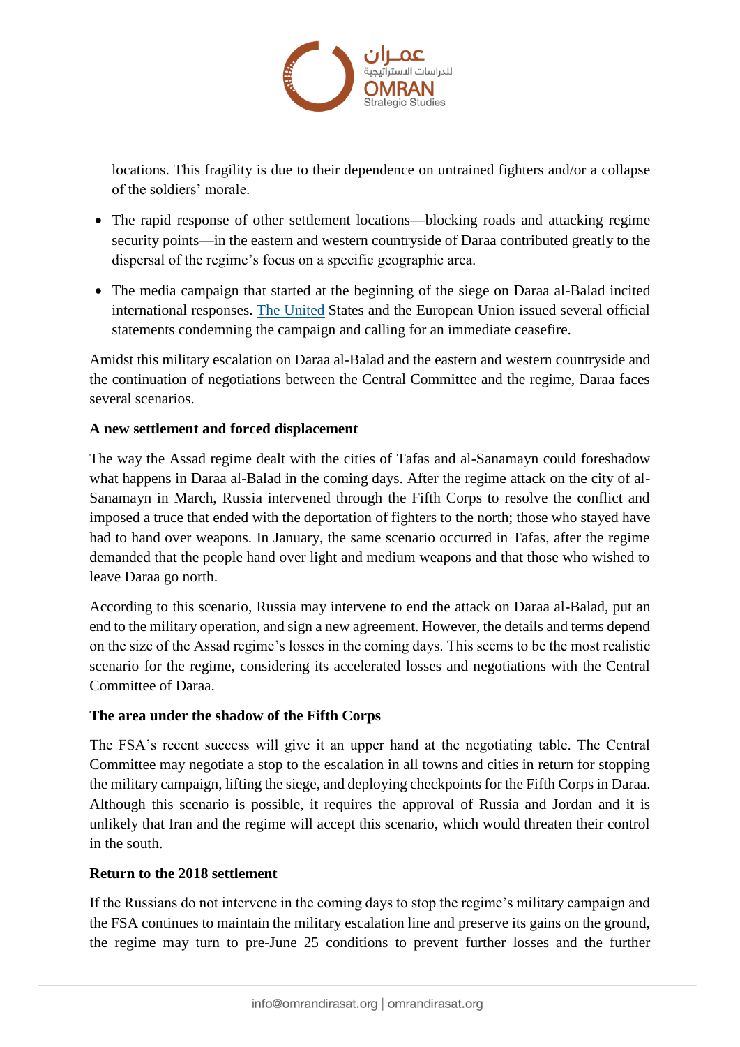locations. This fragility is due to their dependence on untrained fighters and/or a collapse of the soldiers' morale.

- The rapid response of other settlement locations—blocking roads and attacking regime security points—in the eastern and western countryside of Daraa contributed greatly to the dispersal of the regime's focus on a specific geographic area.
- The media campaign that started at the beginning of the siege on Daraa al-Balad incited international responses. The United States and the European Union issued several official statements condemning the campaign and calling for an immediate ceasefire.

Amidst this military escalation on Daraa al-Balad and the eastern and western countryside and the continuation of negotiations between the Central Committee and the regime, Daraa faces several scenarios.

**A new settlement and forced displacement**

The way the Assad regime dealt with the cities of Tafas and al-Sanamayn could foreshadow what happens in Daraa al-Balad in the coming days. After the regime attack on the city of al-Sanamayn in March, Russia intervened through the Fifth Corps to resolve the conflict and imposed a truce that ended with the deportation of fighters to the north; those who stayed have had to hand over weapons. In January, the same scenario occurred in Tafas, after the regime demanded that the people hand over light and medium weapons and that those who wished to leave Daraa go north.

According to this scenario, Russia may intervene to end the attack on Daraa al-Balad, put an end to the military operation, and sign a new agreement. However, the details and terms depend on the size of the Assad regime's losses in the coming days. This seems to be the most realistic scenario for the regime, considering its accelerated losses and negotiations with the Central Committee of Daraa.

**The area under the shadow of the Fifth Corps**

The FSA's recent success will give it an upper hand at the negotiating table. The Central Committee may negotiate a stop to the escalation in all towns and cities in return for stopping the military campaign, lifting the siege, and deploying checkpoints for the Fifth Corps in Daraa. Although this scenario is possible, it requires the approval of Russia and Jordan and it is unlikely that Iran and the regime will accept this scenario, which would threaten their control in the south.

**Return to the 2018 settlement**

If the Russians do not intervene in the coming days to stop the regime's military campaign and the FSA continues to maintain the military escalation line and preserve its gains on the ground, the regime may turn to pre-June 25 conditions to prevent further losses and the further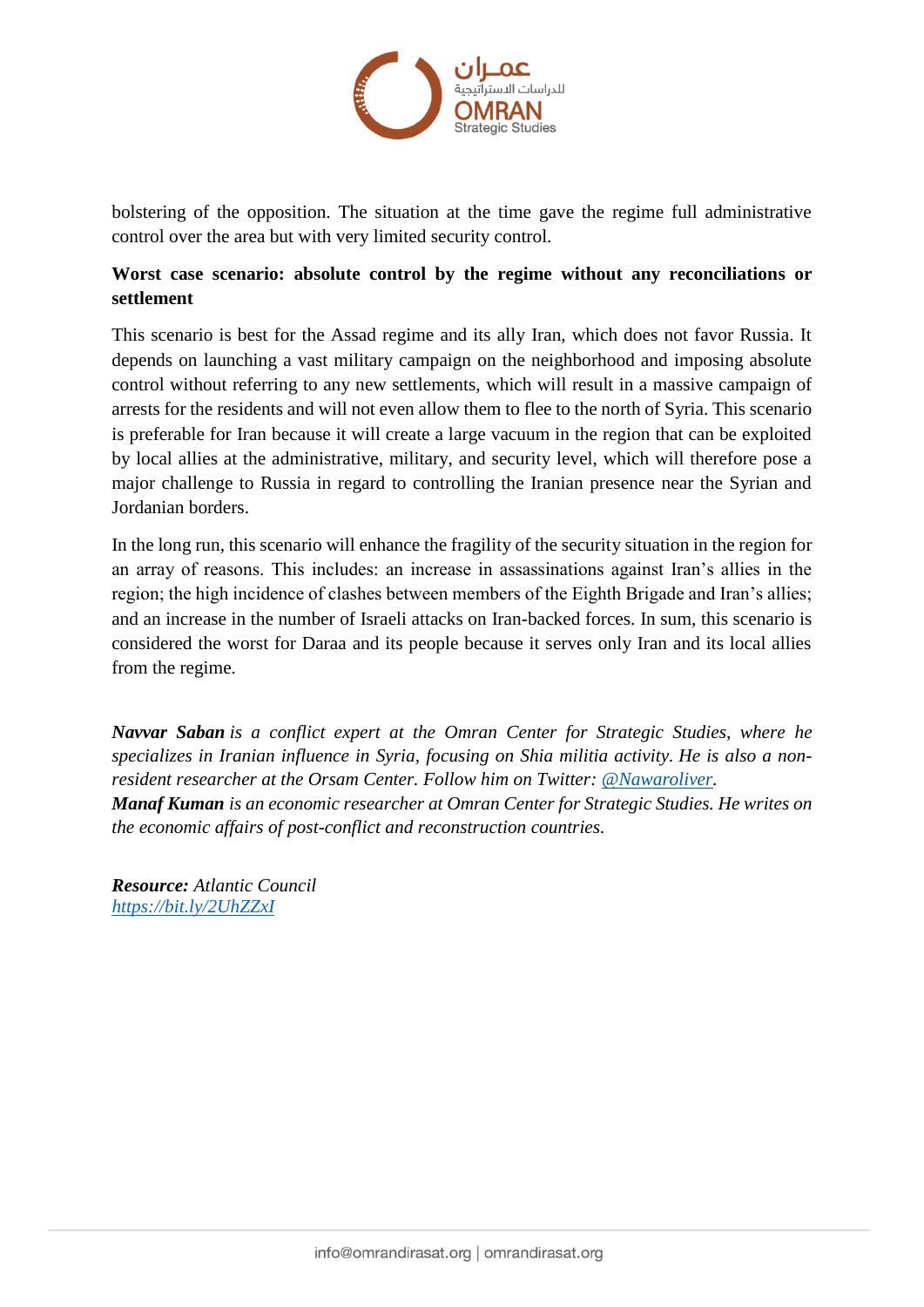bolstering of the opposition. The situation at the time gave the regime full administrative control over the area but with very limited security control.

**Worst case scenario: absolute control by the regime without any reconciliations or settlement**

This scenario is best for the Assad regime and its ally Iran, which does not favor Russia. It depends on launching a vast military campaign on the neighborhood and imposing absolute control without referring to any new settlements, which will result in a massive campaign of arrests for the residents and will not even allow them to flee to the north of Syria. This scenario is preferable for Iran because it will create a large vacuum in the region that can be exploited by local allies at the administrative, military, and security level, which will therefore pose a major challenge to Russia in regard to controlling the Iranian presence near the Syrian and Jordanian borders.

In the long run, this scenario will enhance the fragility of the security situation in the region for an array of reasons. This includes: an increase in assassinations against Iran's allies in the region; the high incidence of clashes between members of the Eighth Brigade and Iran's allies; and an increase in the number of Israeli attacks on Iran-backed forces. In sum, this scenario is considered the worst for Daraa and its people because it serves only Iran and its local allies from the regime.

***Navvar Saban*** *is a conflict expert at the Omran Center for Strategic Studies, where he specializes in Iranian influence in Syria, focusing on Shia militia activity. He is also a non-resident researcher at the Orsam Center. Follow him on Twitter: @Nawaroliver.*
***Manaf Kuman*** *is an economic researcher at Omran Center for Strategic Studies. He writes on the economic affairs of post-conflict and reconstruction countries.*

***Resource:*** *Atlantic Council*
*https://bit.ly/2UhZZxI*